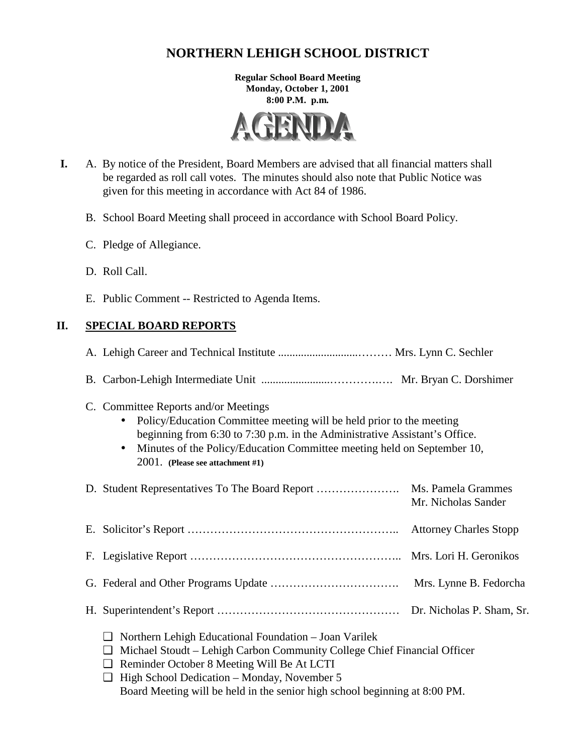# NORTHERN LEHIGH SCHOOL DISTRICT

**Regular School Board Meeting**
**Monday, October 1, 2001**
**8:00 P.M. p.m.**

# AGENDA

**I.** A. By notice of the President, Board Members are advised that all financial matters shall be regarded as roll call votes. The minutes should also note that Public Notice was given for this meeting in accordance with Act 84 of 1986.

B. School Board Meeting shall proceed in accordance with School Board Policy.

C. Pledge of Allegiance.

D. Roll Call.

E. Public Comment -- Restricted to Agenda Items.

## II. SPECIAL BOARD REPORTS

A. Lehigh Career and Technical Institute ............................……… Mrs. Lynn C. Sechler

B. Carbon-Lehigh Intermediate Unit ........................………….…. Mr. Bryan C. Dorshimer

C. Committee Reports and/or Meetings

- Policy/Education Committee meeting will be held prior to the meeting beginning from 6:30 to 7:30 p.m. in the Administrative Assistant's Office.
- Minutes of the Policy/Education Committee meeting held on September 10, 2001. **(Please see attachment #1)**

D. Student Representatives To The Board Report …………………. Ms. Pamela Grammes, Mr. Nicholas Sander

E. Solicitor's Report ……………………………………………….. Attorney Charles Stopp

F. Legislative Report ……………………………………………….. Mrs. Lori H. Geronikos

G. Federal and Other Programs Update ……………………………. Mrs. Lynne B. Fedorcha

H. Superintendent's Report ………………………………………… Dr. Nicholas P. Sham, Sr.

- ❑ Northern Lehigh Educational Foundation – Joan Varilek
- ❑ Michael Stoudt – Lehigh Carbon Community College Chief Financial Officer
- ❑ Reminder October 8 Meeting Will Be At LCTI
- ❑ High School Dedication – Monday, November 5
  Board Meeting will be held in the senior high school beginning at 8:00 PM.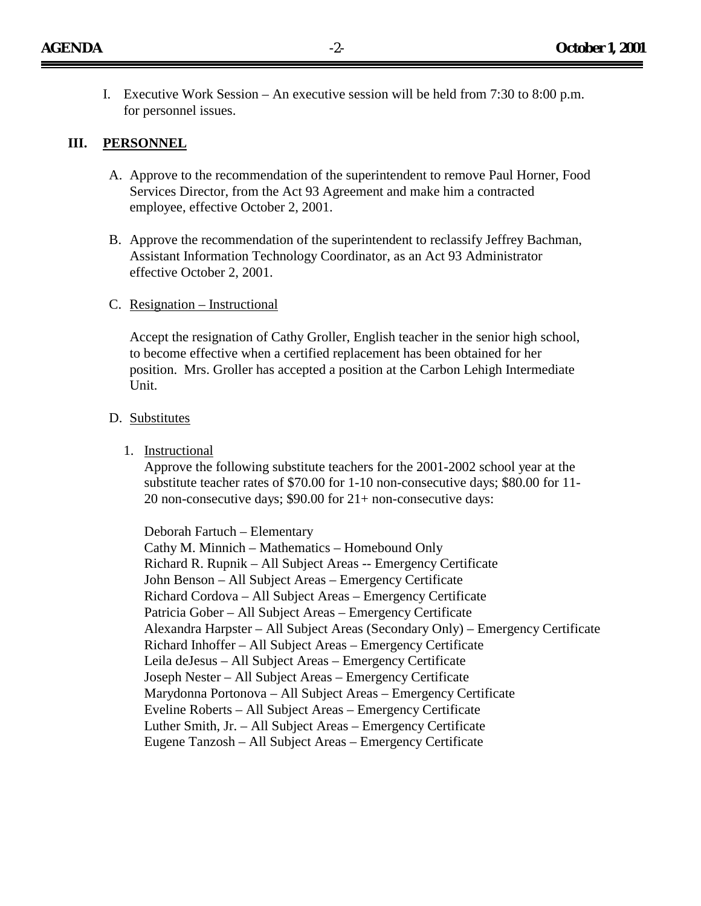I. Executive Work Session – An executive session will be held from 7:30 to 8:00 p.m. for personnel issues.

## III. PERSONNEL

A. Approve to the recommendation of the superintendent to remove Paul Horner, Food Services Director, from the Act 93 Agreement and make him a contracted employee, effective October 2, 2001.

B. Approve the recommendation of the superintendent to reclassify Jeffrey Bachman, Assistant Information Technology Coordinator, as an Act 93 Administrator effective October 2, 2001.

C. Resignation – Instructional

Accept the resignation of Cathy Groller, English teacher in the senior high school, to become effective when a certified replacement has been obtained for her position. Mrs. Groller has accepted a position at the Carbon Lehigh Intermediate Unit.

D. Substitutes

1. Instructional

   Approve the following substitute teachers for the 2001-2002 school year at the substitute teacher rates of $70.00 for 1-10 non-consecutive days; $80.00 for 11-20 non-consecutive days; $90.00 for 21+ non-consecutive days:

   Deborah Fartuch – Elementary
   Cathy M. Minnich – Mathematics – Homebound Only
   Richard R. Rupnik – All Subject Areas -- Emergency Certificate
   John Benson – All Subject Areas – Emergency Certificate
   Richard Cordova – All Subject Areas – Emergency Certificate
   Patricia Gober – All Subject Areas – Emergency Certificate
   Alexandra Harpster – All Subject Areas (Secondary Only) – Emergency Certificate
   Richard Inhoffer – All Subject Areas – Emergency Certificate
   Leila deJesus – All Subject Areas – Emergency Certificate
   Joseph Nester – All Subject Areas – Emergency Certificate
   Marydonna Portonova – All Subject Areas – Emergency Certificate
   Eveline Roberts – All Subject Areas – Emergency Certificate
   Luther Smith, Jr. – All Subject Areas – Emergency Certificate
   Eugene Tanzosh – All Subject Areas – Emergency Certificate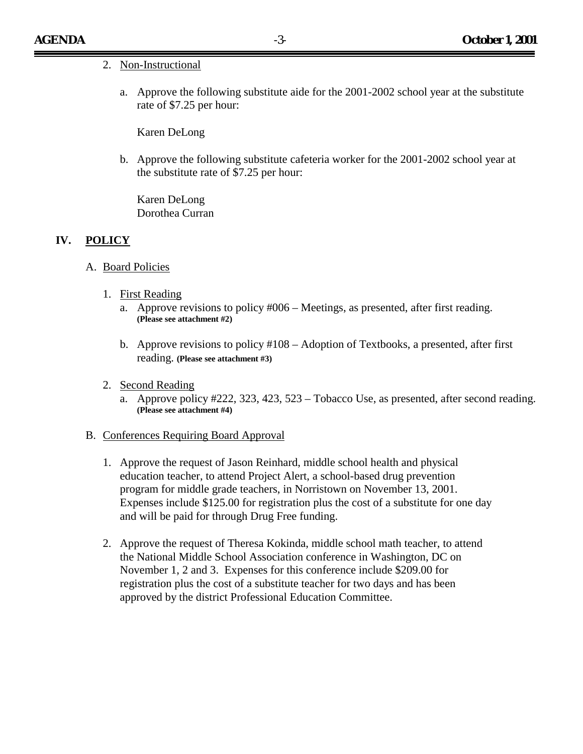2. Non-Instructional

   a. Approve the following substitute aide for the 2001-2002 school year at the substitute rate of $7.25 per hour:

      Karen DeLong

   b. Approve the following substitute cafeteria worker for the 2001-2002 school year at the substitute rate of $7.25 per hour:

      Karen DeLong
      Dorothea Curran

## IV. POLICY

A. Board Policies

1. First Reading
   a. Approve revisions to policy #006 – Meetings, as presented, after first reading. **(Please see attachment #2)**

   b. Approve revisions to policy #108 – Adoption of Textbooks, a presented, after first reading. **(Please see attachment #3)**

2. Second Reading
   a. Approve policy #222, 323, 423, 523 – Tobacco Use, as presented, after second reading. **(Please see attachment #4)**

B. Conferences Requiring Board Approval

1. Approve the request of Jason Reinhard, middle school health and physical education teacher, to attend Project Alert, a school-based drug prevention program for middle grade teachers, in Norristown on November 13, 2001. Expenses include $125.00 for registration plus the cost of a substitute for one day and will be paid for through Drug Free funding.

2. Approve the request of Theresa Kokinda, middle school math teacher, to attend the National Middle School Association conference in Washington, DC on November 1, 2 and 3. Expenses for this conference include $209.00 for registration plus the cost of a substitute teacher for two days and has been approved by the district Professional Education Committee.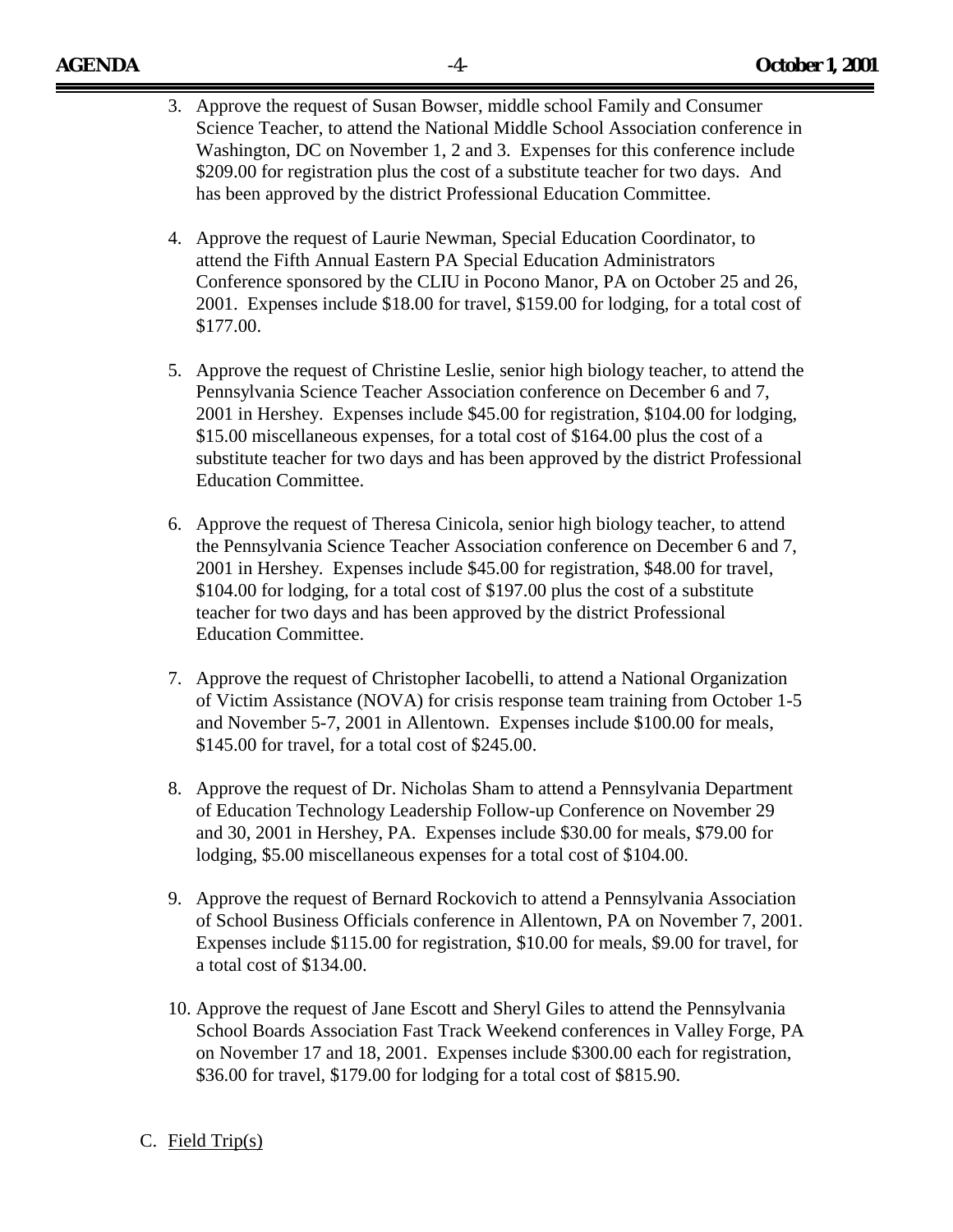3. Approve the request of Susan Bowser, middle school Family and Consumer Science Teacher, to attend the National Middle School Association conference in Washington, DC on November 1, 2 and 3. Expenses for this conference include \$209.00 for registration plus the cost of a substitute teacher for two days. And has been approved by the district Professional Education Committee.

4. Approve the request of Laurie Newman, Special Education Coordinator, to attend the Fifth Annual Eastern PA Special Education Administrators Conference sponsored by the CLIU in Pocono Manor, PA on October 25 and 26, 2001. Expenses include \$18.00 for travel, \$159.00 for lodging, for a total cost of \$177.00.

5. Approve the request of Christine Leslie, senior high biology teacher, to attend the Pennsylvania Science Teacher Association conference on December 6 and 7, 2001 in Hershey. Expenses include \$45.00 for registration, \$104.00 for lodging, \$15.00 miscellaneous expenses, for a total cost of \$164.00 plus the cost of a substitute teacher for two days and has been approved by the district Professional Education Committee.

6. Approve the request of Theresa Cinicola, senior high biology teacher, to attend the Pennsylvania Science Teacher Association conference on December 6 and 7, 2001 in Hershey. Expenses include \$45.00 for registration, \$48.00 for travel, \$104.00 for lodging, for a total cost of \$197.00 plus the cost of a substitute teacher for two days and has been approved by the district Professional Education Committee.

7. Approve the request of Christopher Iacobelli, to attend a National Organization of Victim Assistance (NOVA) for crisis response team training from October 1-5 and November 5-7, 2001 in Allentown. Expenses include \$100.00 for meals, \$145.00 for travel, for a total cost of \$245.00.

8. Approve the request of Dr. Nicholas Sham to attend a Pennsylvania Department of Education Technology Leadership Follow-up Conference on November 29 and 30, 2001 in Hershey, PA. Expenses include \$30.00 for meals, \$79.00 for lodging, \$5.00 miscellaneous expenses for a total cost of \$104.00.

9. Approve the request of Bernard Rockovich to attend a Pennsylvania Association of School Business Officials conference in Allentown, PA on November 7, 2001. Expenses include \$115.00 for registration, \$10.00 for meals, \$9.00 for travel, for a total cost of \$134.00.

10. Approve the request of Jane Escott and Sheryl Giles to attend the Pennsylvania School Boards Association Fast Track Weekend conferences in Valley Forge, PA on November 17 and 18, 2001. Expenses include \$300.00 each for registration, \$36.00 for travel, \$179.00 for lodging for a total cost of \$815.90.

C. <u>Field Trip(s)</u>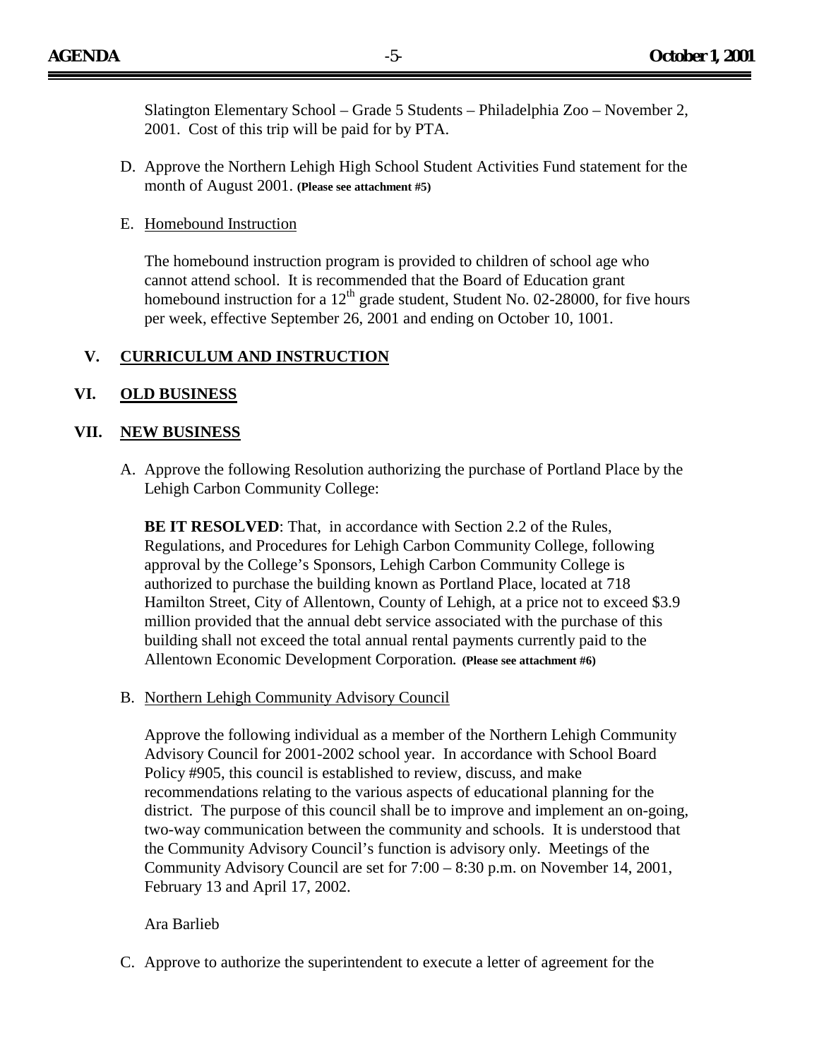Slatington Elementary School – Grade 5 Students – Philadelphia Zoo – November 2, 2001. Cost of this trip will be paid for by PTA.

D. Approve the Northern Lehigh High School Student Activities Fund statement for the month of August 2001. **(Please see attachment #5)**

E. Homebound Instruction

The homebound instruction program is provided to children of school age who cannot attend school. It is recommended that the Board of Education grant homebound instruction for a 12th grade student, Student No. 02-28000, for five hours per week, effective September 26, 2001 and ending on October 10, 1001.

## V. CURRICULUM AND INSTRUCTION

## VI. OLD BUSINESS

## VII. NEW BUSINESS

A. Approve the following Resolution authorizing the purchase of Portland Place by the Lehigh Carbon Community College:

**BE IT RESOLVED**: That, in accordance with Section 2.2 of the Rules, Regulations, and Procedures for Lehigh Carbon Community College, following approval by the College's Sponsors, Lehigh Carbon Community College is authorized to purchase the building known as Portland Place, located at 718 Hamilton Street, City of Allentown, County of Lehigh, at a price not to exceed $3.9 million provided that the annual debt service associated with the purchase of this building shall not exceed the total annual rental payments currently paid to the Allentown Economic Development Corporation. **(Please see attachment #6)**

B. Northern Lehigh Community Advisory Council

Approve the following individual as a member of the Northern Lehigh Community Advisory Council for 2001-2002 school year. In accordance with School Board Policy #905, this council is established to review, discuss, and make recommendations relating to the various aspects of educational planning for the district. The purpose of this council shall be to improve and implement an on-going, two-way communication between the community and schools. It is understood that the Community Advisory Council's function is advisory only. Meetings of the Community Advisory Council are set for 7:00 – 8:30 p.m. on November 14, 2001, February 13 and April 17, 2002.

Ara Barlieb

C. Approve to authorize the superintendent to execute a letter of agreement for the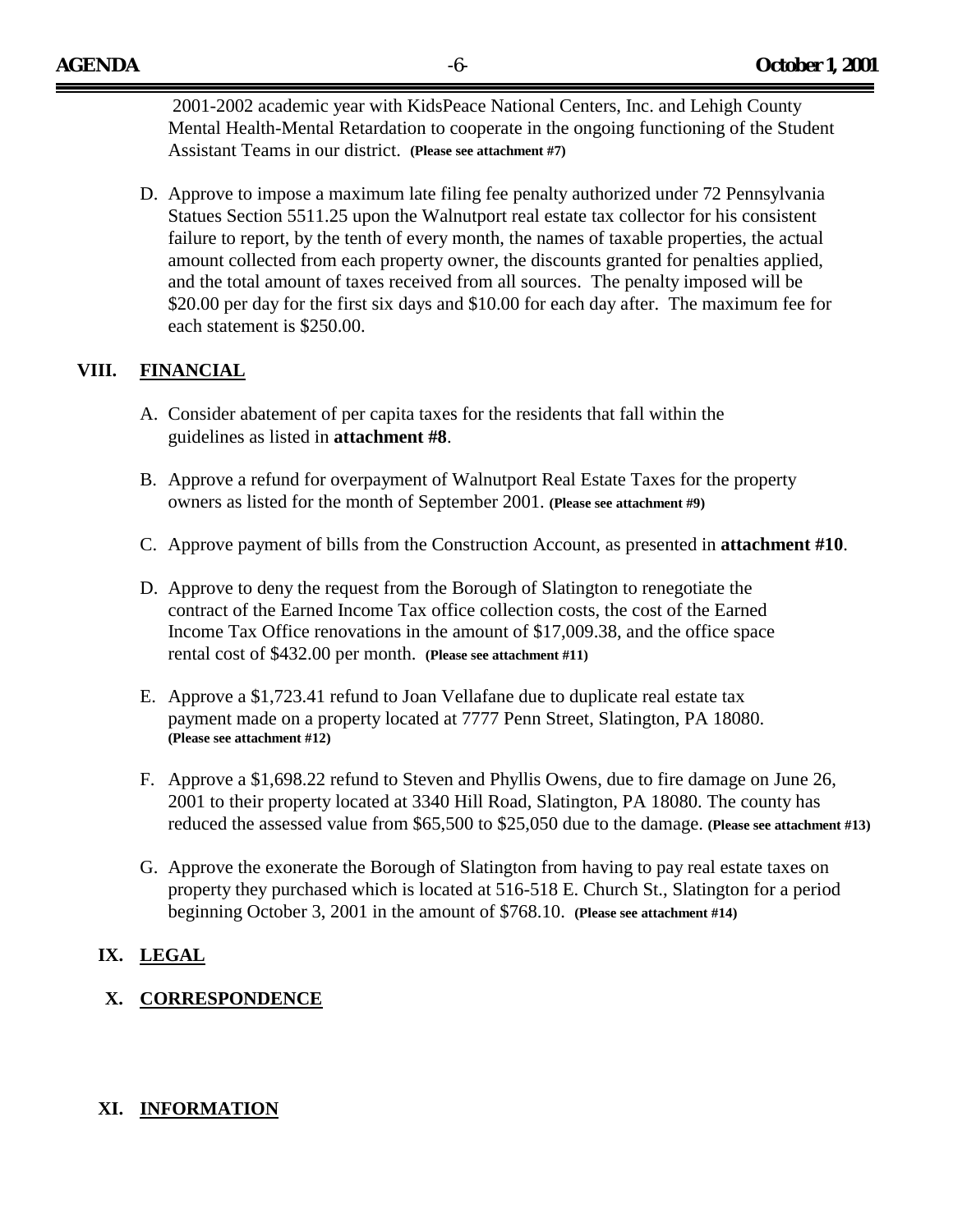2001-2002 academic year with KidsPeace National Centers, Inc. and Lehigh County Mental Health-Mental Retardation to cooperate in the ongoing functioning of the Student Assistant Teams in our district. **(Please see attachment #7)**

D. Approve to impose a maximum late filing fee penalty authorized under 72 Pennsylvania Statues Section 5511.25 upon the Walnutport real estate tax collector for his consistent failure to report, by the tenth of every month, the names of taxable properties, the actual amount collected from each property owner, the discounts granted for penalties applied, and the total amount of taxes received from all sources. The penalty imposed will be $20.00 per day for the first six days and $10.00 for each day after. The maximum fee for each statement is $250.00.

## VIII. FINANCIAL

A. Consider abatement of per capita taxes for the residents that fall within the guidelines as listed in **attachment #8**.

B. Approve a refund for overpayment of Walnutport Real Estate Taxes for the property owners as listed for the month of September 2001. **(Please see attachment #9)**

C. Approve payment of bills from the Construction Account, as presented in **attachment #10**.

D. Approve to deny the request from the Borough of Slatington to renegotiate the contract of the Earned Income Tax office collection costs, the cost of the Earned Income Tax Office renovations in the amount of $17,009.38, and the office space rental cost of $432.00 per month. **(Please see attachment #11)**

E. Approve a $1,723.41 refund to Joan Vellafane due to duplicate real estate tax payment made on a property located at 7777 Penn Street, Slatington, PA 18080. **(Please see attachment #12)**

F. Approve a $1,698.22 refund to Steven and Phyllis Owens, due to fire damage on June 26, 2001 to their property located at 3340 Hill Road, Slatington, PA 18080. The county has reduced the assessed value from $65,500 to $25,050 due to the damage. **(Please see attachment #13)**

G. Approve the exonerate the Borough of Slatington from having to pay real estate taxes on property they purchased which is located at 516-518 E. Church St., Slatington for a period beginning October 3, 2001 in the amount of $768.10. **(Please see attachment #14)**

## IX. LEGAL

## X. CORRESPONDENCE

## XI. INFORMATION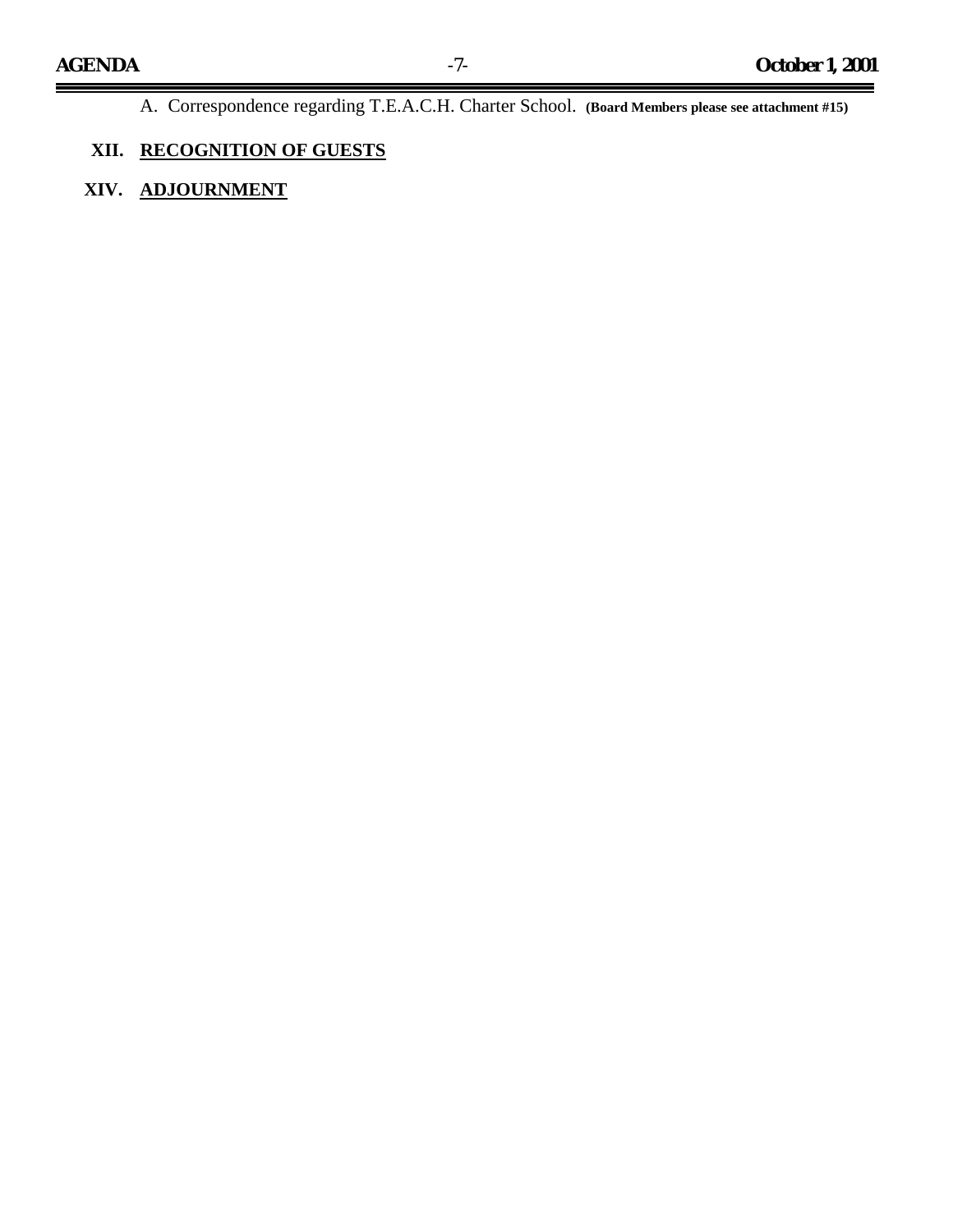A. Correspondence regarding T.E.A.C.H. Charter School. **(Board Members please see attachment #15)**

## XII. RECOGNITION OF GUESTS

## XIV. ADJOURNMENT